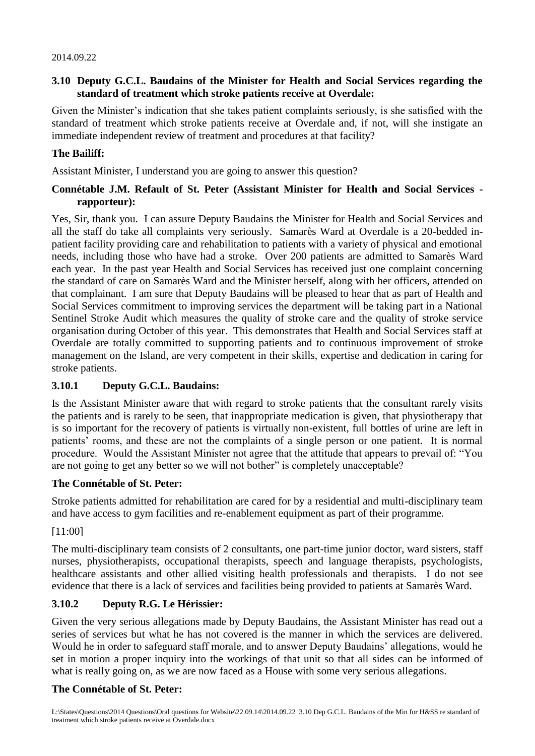2014.09.22

### 3.10 Deputy G.C.L. Baudains of the Minister for Health and Social Services regarding the standard of treatment which stroke patients receive at Overdale:

Given the Minister's indication that she takes patient complaints seriously, is she satisfied with the standard of treatment which stroke patients receive at Overdale and, if not, will she instigate an immediate independent review of treatment and procedures at that facility?

**The Bailiff:**

Assistant Minister, I understand you are going to answer this question?

**Connétable J.M. Refault of St. Peter (Assistant Minister for Health and Social Services - rapporteur):**

Yes, Sir, thank you. I can assure Deputy Baudains the Minister for Health and Social Services and all the staff do take all complaints very seriously. Samarès Ward at Overdale is a 20-bedded in-patient facility providing care and rehabilitation to patients with a variety of physical and emotional needs, including those who have had a stroke. Over 200 patients are admitted to Samarès Ward each year. In the past year Health and Social Services has received just one complaint concerning the standard of care on Samarès Ward and the Minister herself, along with her officers, attended on that complainant. I am sure that Deputy Baudains will be pleased to hear that as part of Health and Social Services commitment to improving services the department will be taking part in a National Sentinel Stroke Audit which measures the quality of stroke care and the quality of stroke service organisation during October of this year. This demonstrates that Health and Social Services staff at Overdale are totally committed to supporting patients and to continuous improvement of stroke management on the Island, are very competent in their skills, expertise and dedication in caring for stroke patients.

### 3.10.1 Deputy G.C.L. Baudains:

Is the Assistant Minister aware that with regard to stroke patients that the consultant rarely visits the patients and is rarely to be seen, that inappropriate medication is given, that physiotherapy that is so important for the recovery of patients is virtually non-existent, full bottles of urine are left in patients' rooms, and these are not the complaints of a single person or one patient. It is normal procedure. Would the Assistant Minister not agree that the attitude that appears to prevail of: "You are not going to get any better so we will not bother" is completely unacceptable?

**The Connétable of St. Peter:**

Stroke patients admitted for rehabilitation are cared for by a residential and multi-disciplinary team and have access to gym facilities and re-enablement equipment as part of their programme.

[11:00]

The multi-disciplinary team consists of 2 consultants, one part-time junior doctor, ward sisters, staff nurses, physiotherapists, occupational therapists, speech and language therapists, psychologists, healthcare assistants and other allied visiting health professionals and therapists. I do not see evidence that there is a lack of services and facilities being provided to patients at Samarès Ward.

### 3.10.2 Deputy R.G. Le Hérissier:

Given the very serious allegations made by Deputy Baudains, the Assistant Minister has read out a series of services but what he has not covered is the manner in which the services are delivered. Would he in order to safeguard staff morale, and to answer Deputy Baudains' allegations, would he set in motion a proper inquiry into the workings of that unit so that all sides can be informed of what is really going on, as we are now faced as a House with some very serious allegations.

**The Connétable of St. Peter:**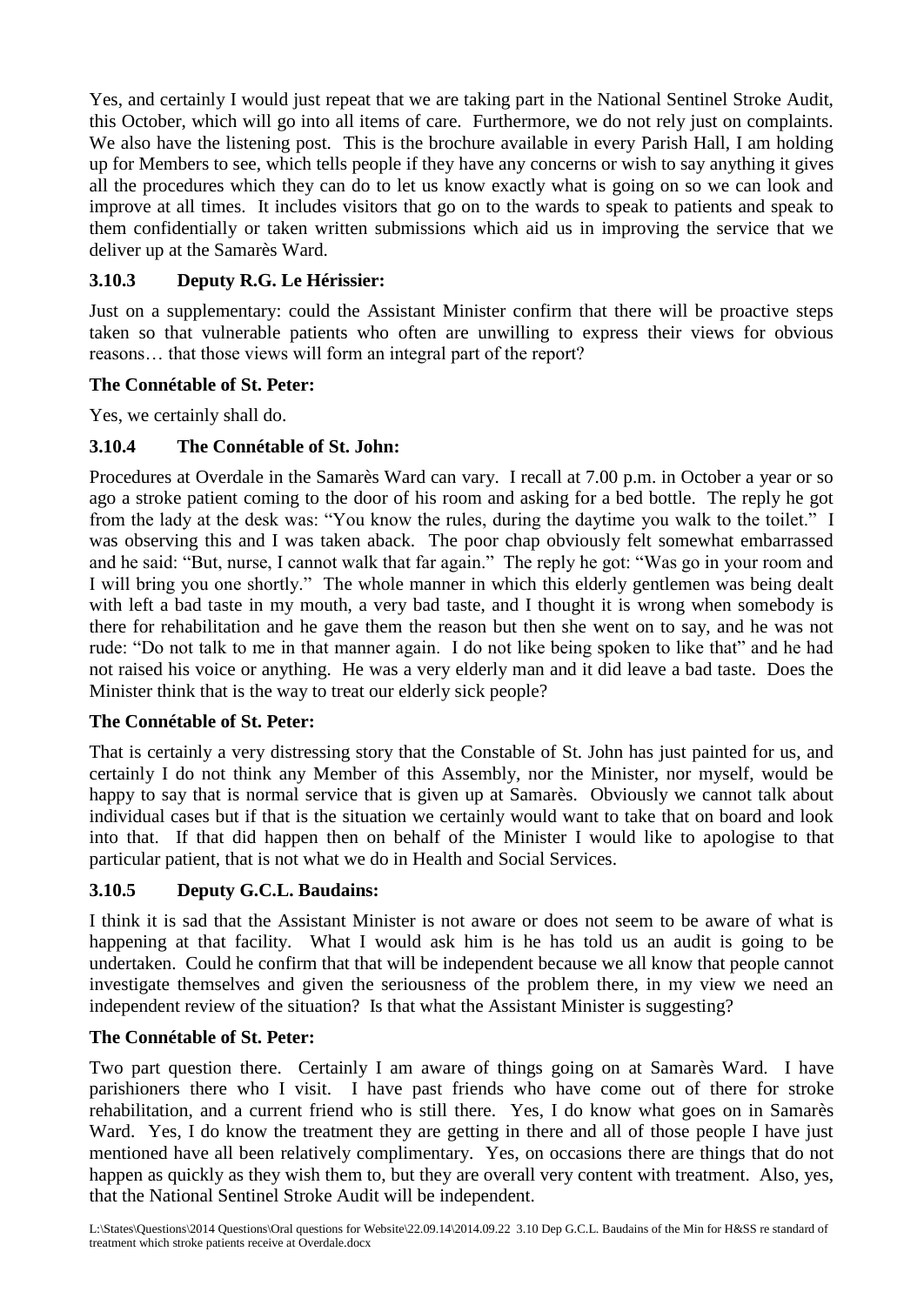Yes, and certainly I would just repeat that we are taking part in the National Sentinel Stroke Audit, this October, which will go into all items of care. Furthermore, we do not rely just on complaints. We also have the listening post. This is the brochure available in every Parish Hall, I am holding up for Members to see, which tells people if they have any concerns or wish to say anything it gives all the procedures which they can do to let us know exactly what is going on so we can look and improve at all times. It includes visitors that go on to the wards to speak to patients and speak to them confidentially or taken written submissions which aid us in improving the service that we deliver up at the Samarès Ward.

### 3.10.3 Deputy R.G. Le Hérissier:

Just on a supplementary: could the Assistant Minister confirm that there will be proactive steps taken so that vulnerable patients who often are unwilling to express their views for obvious reasons… that those views will form an integral part of the report?

**The Connétable of St. Peter:**

Yes, we certainly shall do.

### 3.10.4 The Connétable of St. John:

Procedures at Overdale in the Samarès Ward can vary. I recall at 7.00 p.m. in October a year or so ago a stroke patient coming to the door of his room and asking for a bed bottle. The reply he got from the lady at the desk was: "You know the rules, during the daytime you walk to the toilet." I was observing this and I was taken aback. The poor chap obviously felt somewhat embarrassed and he said: "But, nurse, I cannot walk that far again." The reply he got: "Was go in your room and I will bring you one shortly." The whole manner in which this elderly gentlemen was being dealt with left a bad taste in my mouth, a very bad taste, and I thought it is wrong when somebody is there for rehabilitation and he gave them the reason but then she went on to say, and he was not rude: "Do not talk to me in that manner again. I do not like being spoken to like that" and he had not raised his voice or anything. He was a very elderly man and it did leave a bad taste. Does the Minister think that is the way to treat our elderly sick people?

**The Connétable of St. Peter:**

That is certainly a very distressing story that the Constable of St. John has just painted for us, and certainly I do not think any Member of this Assembly, nor the Minister, nor myself, would be happy to say that is normal service that is given up at Samarès. Obviously we cannot talk about individual cases but if that is the situation we certainly would want to take that on board and look into that. If that did happen then on behalf of the Minister I would like to apologise to that particular patient, that is not what we do in Health and Social Services.

### 3.10.5 Deputy G.C.L. Baudains:

I think it is sad that the Assistant Minister is not aware or does not seem to be aware of what is happening at that facility. What I would ask him is he has told us an audit is going to be undertaken. Could he confirm that that will be independent because we all know that people cannot investigate themselves and given the seriousness of the problem there, in my view we need an independent review of the situation? Is that what the Assistant Minister is suggesting?

**The Connétable of St. Peter:**

Two part question there. Certainly I am aware of things going on at Samarès Ward. I have parishioners there who I visit. I have past friends who have come out of there for stroke rehabilitation, and a current friend who is still there. Yes, I do know what goes on in Samarès Ward. Yes, I do know the treatment they are getting in there and all of those people I have just mentioned have all been relatively complimentary. Yes, on occasions there are things that do not happen as quickly as they wish them to, but they are overall very content with treatment. Also, yes, that the National Sentinel Stroke Audit will be independent.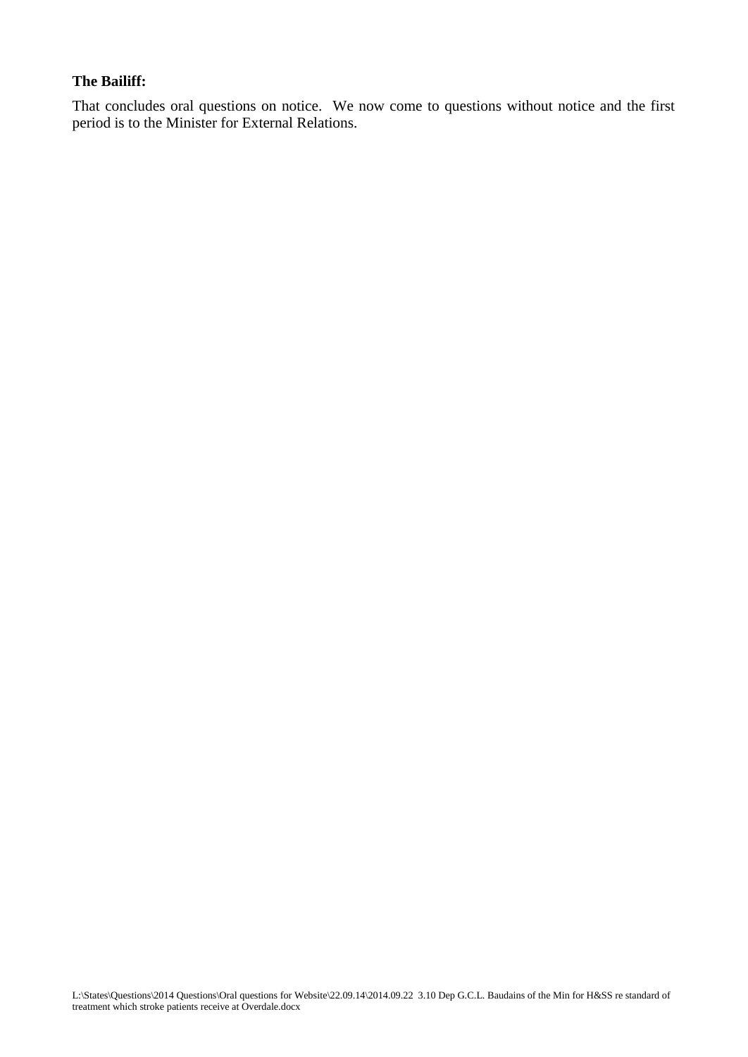**The Bailiff:**

That concludes oral questions on notice. We now come to questions without notice and the first period is to the Minister for External Relations.